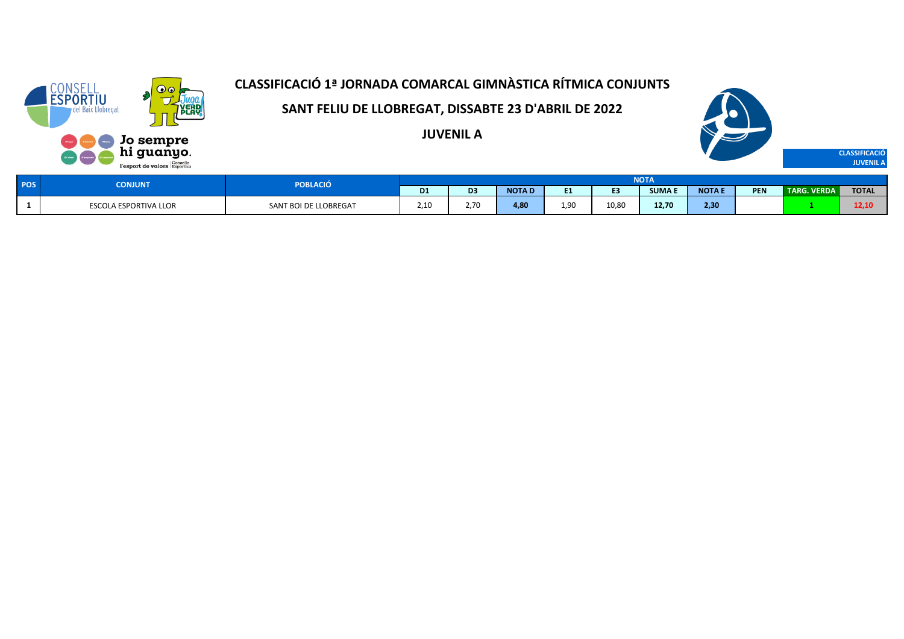# CLASSIFICACIÓ 1ª JORNADA COMARCAL GIMNÀSTICA RÍTMICA CONJUNTS

## SANT FELIU DE LLOBREGAT, DISSABTE 23 D'ABRIL DE 2022

### JUVENIL A

CLASSIFICACIÓ JUVENIL A

| POS | CONJUNT | POBLACIÓ | NOTA | | | | | | | | | |
|---|---|---|---|---|---|---|---|---|---|---|---|---|
| | | | D1 | D3 | NOTA D | E1 | E3 | SUMA E | NOTA E | PEN | TARG. VERDA | TOTAL |
| 1 | ESCOLA ESPORTIVA LLOR | SANT BOI DE LLOBREGAT | 2,10 | 2,70 | 4,80 | 1,90 | 10,80 | 12,70 | 2,30 | | 1 | 12,10 |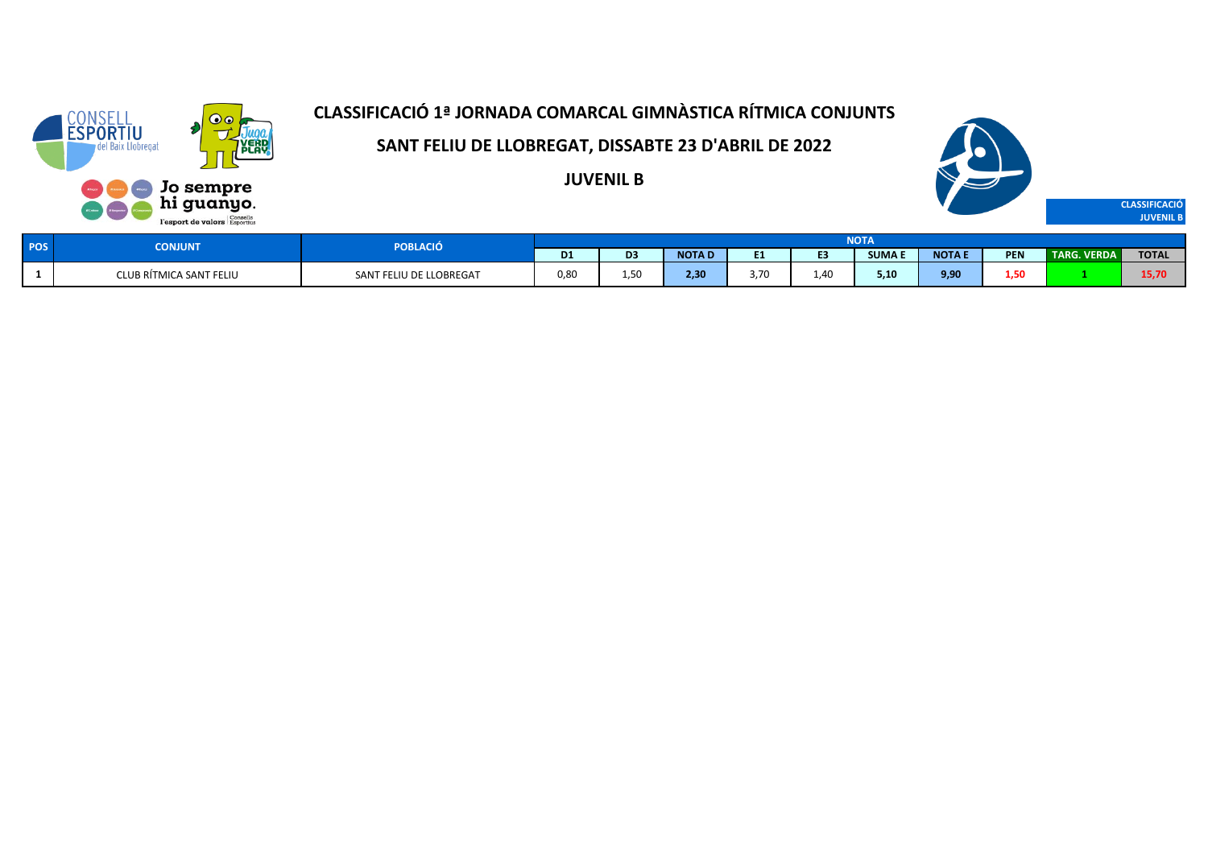# CLASSIFICACIÓ 1ª JORNADA COMARCAL GIMNÀSTICA RÍTMICA CONJUNTS

## SANT FELIU DE LLOBREGAT, DISSABTE 23 D'ABRIL DE 2022

## JUVENIL B

**CLASSIFICACIÓ JUVENIL B**

| POS | CONJUNT | POBLACIÓ | NOTA | | | | | | | | | |
|---|---|---|---|---|---|---|---|---|---|---|---|---|
| | | | D1 | D3 | NOTA D | E1 | E3 | SUMA E | NOTA E | PEN | TARG. VERDA | TOTAL |
| 1 | CLUB RÍTMICA SANT FELIU | SANT FELIU DE LLOBREGAT | 0,80 | 1,50 | 2,30 | 3,70 | 1,40 | 5,10 | 9,90 | 1,50 | 1 | 15,70 |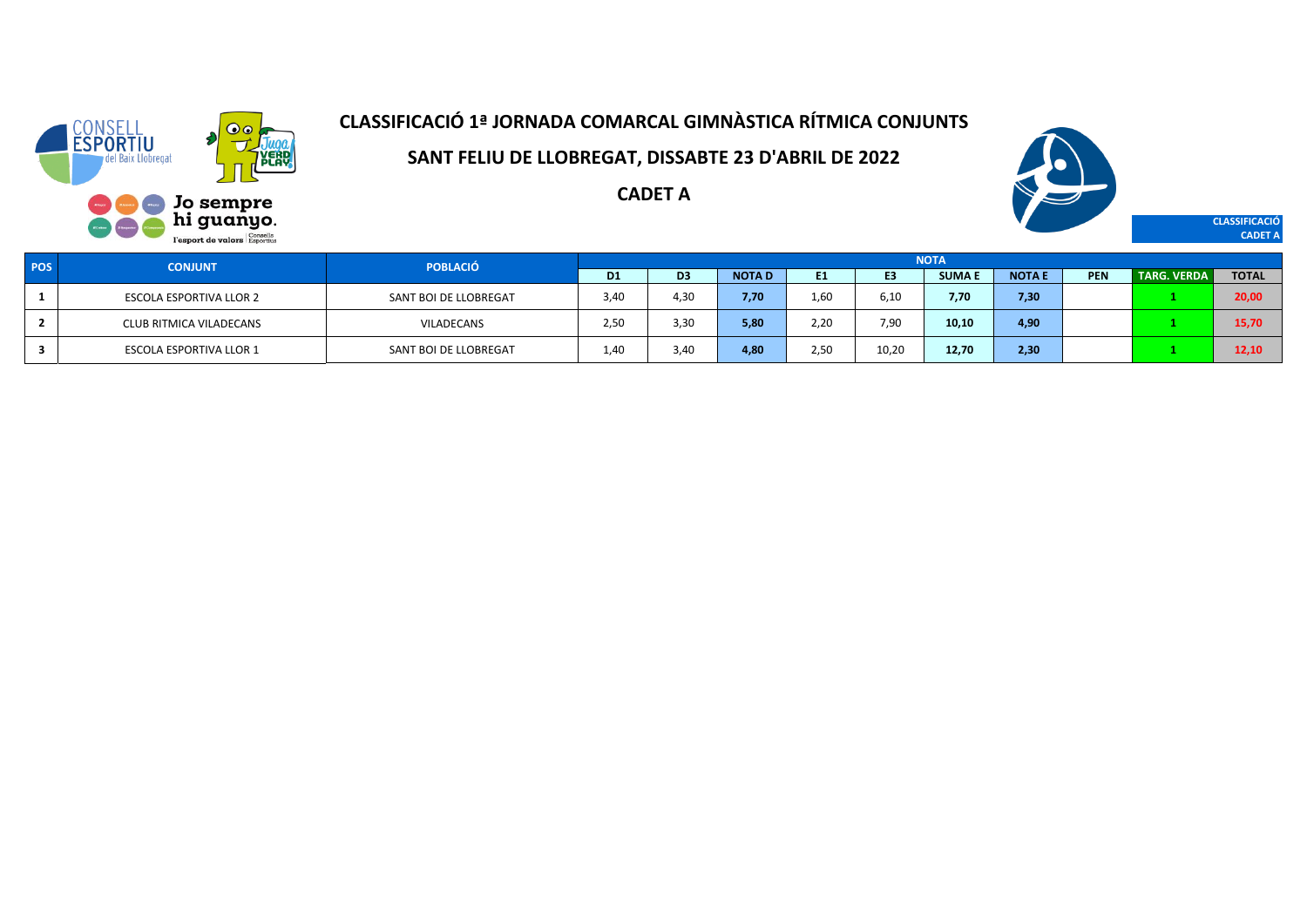# CLASSIFICACIÓ 1ª JORNADA COMARCAL GIMNÀSTICA RÍTMICA CONJUNTS

## SANT FELIU DE LLOBREGAT, DISSABTE 23 D'ABRIL DE 2022

## CADET A

**CLASSIFICACIÓ CADET A**

| POS | CONJUNT | POBLACIÓ | NOTA | | | | | | | | | |
|---|---|---|---|---|---|---|---|---|---|---|---|---|
| | | | D1 | D3 | NOTA D | E1 | E3 | SUMA E | NOTA E | PEN | TARG. VERDA | TOTAL |
| 1 | ESCOLA ESPORTIVA LLOR 2 | SANT BOI DE LLOBREGAT | 3,40 | 4,30 | 7,70 | 1,60 | 6,10 | 7,70 | 7,30 | | 1 | 20,00 |
| 2 | CLUB RITMICA VILADECANS | VILADECANS | 2,50 | 3,30 | 5,80 | 2,20 | 7,90 | 10,10 | 4,90 | | 1 | 15,70 |
| 3 | ESCOLA ESPORTIVA LLOR 1 | SANT BOI DE LLOBREGAT | 1,40 | 3,40 | 4,80 | 2,50 | 10,20 | 12,70 | 2,30 | | 1 | 12,10 |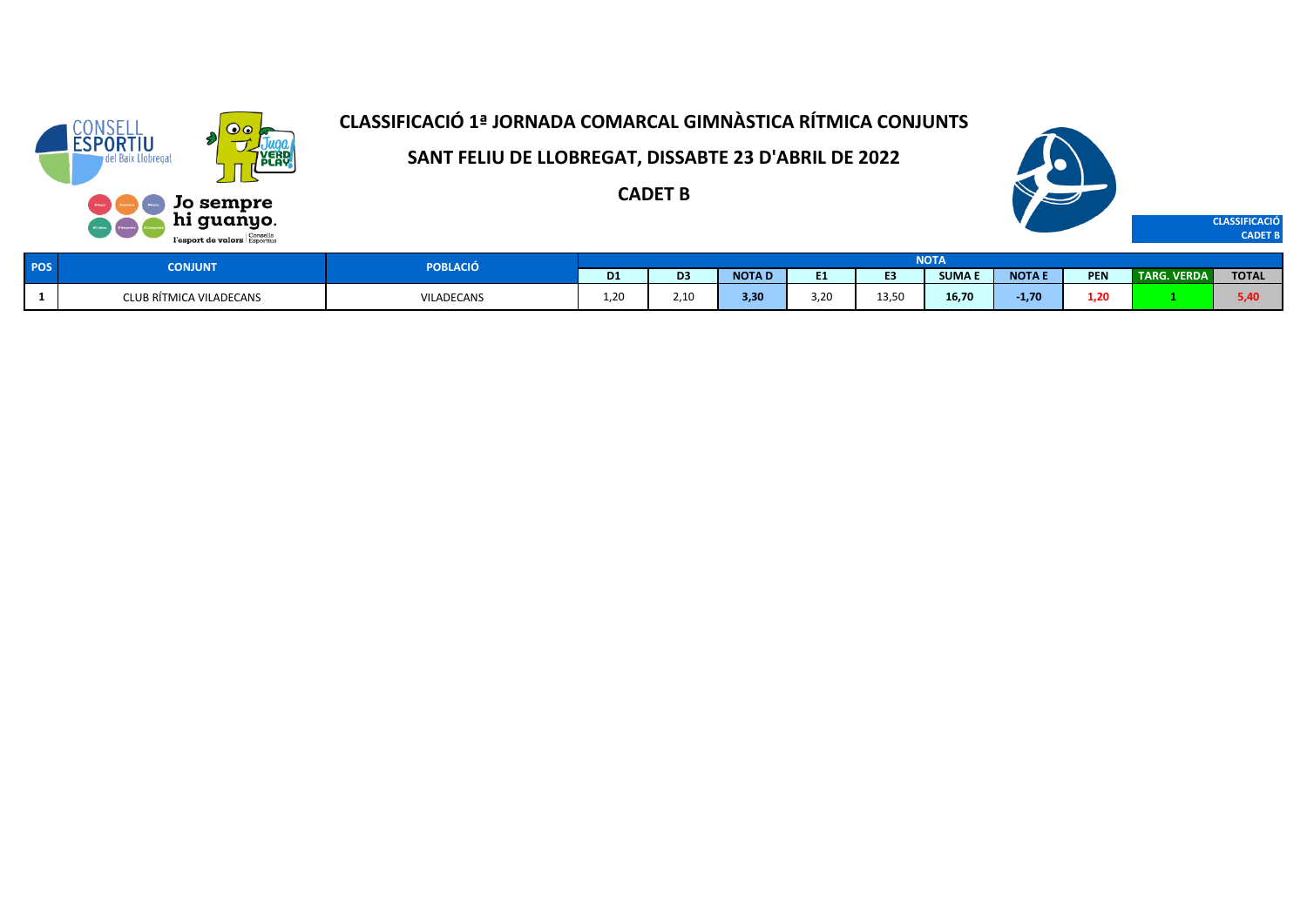# CLASSIFICACIÓ 1ª JORNADA COMARCAL GIMNÀSTICA RÍTMICA CONJUNTS

## SANT FELIU DE LLOBREGAT, DISSABTE 23 D'ABRIL DE 2022

## CADET B

**CLASSIFICACIÓ CADET B**

| POS | CONJUNT | POBLACIÓ | NOTA | | | | | | | | | |
|---|---|---|---|---|---|---|---|---|---|---|---|---|
| | | | D1 | D3 | NOTA D | E1 | E3 | SUMA E | NOTA E | PEN | TARG. VERDA | TOTAL |
| 1 | CLUB RÍTMICA VILADECANS | VILADECANS | 1,20 | 2,10 | 3,30 | 3,20 | 13,50 | 16,70 | -1,70 | 1,20 | 1 | 5,40 |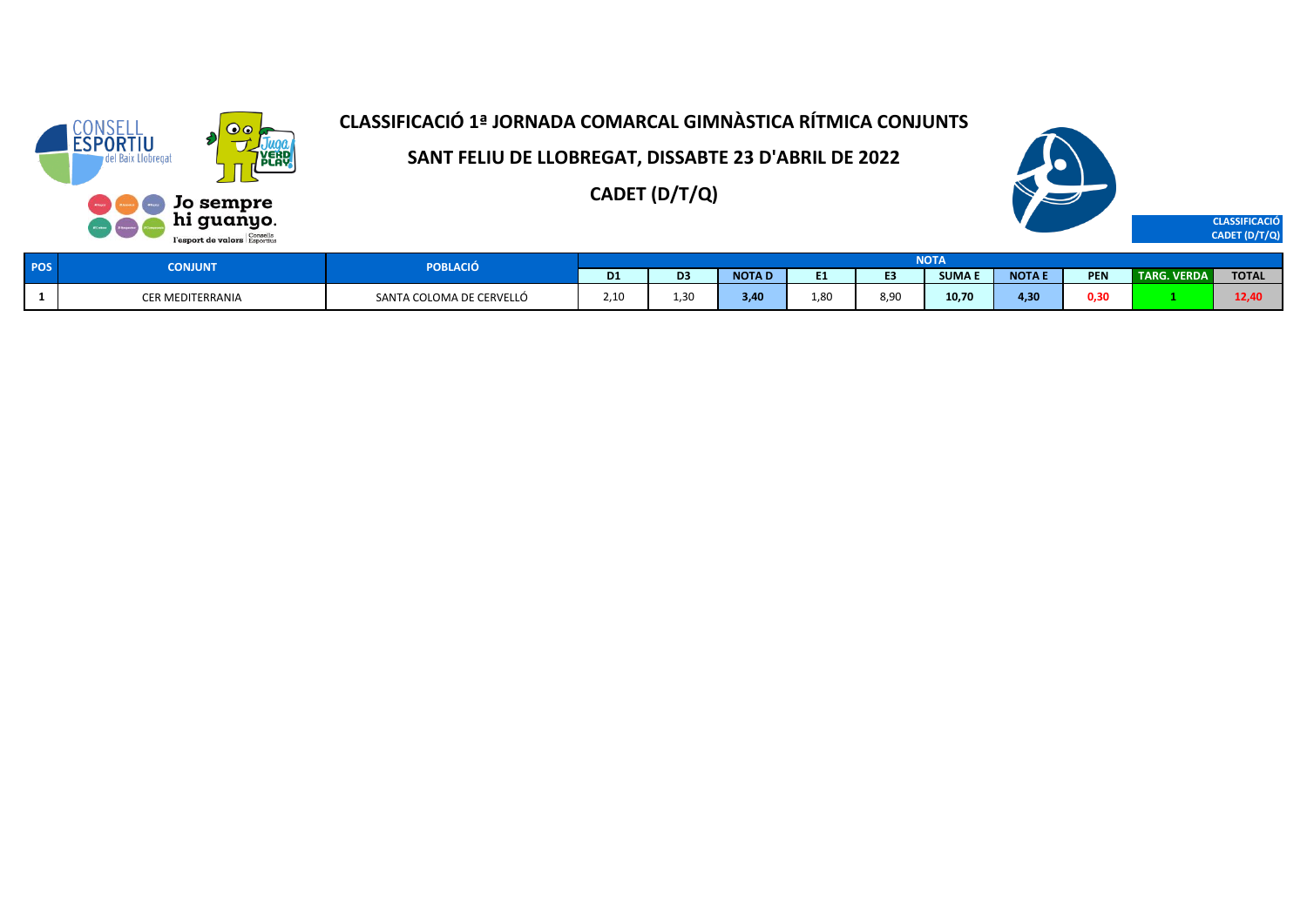# CLASSIFICACIÓ 1ª JORNADA COMARCAL GIMNÀSTICA RÍTMICA CONJUNTS

## SANT FELIU DE LLOBREGAT, DISSABTE 23 D'ABRIL DE 2022

## CADET (D/T/Q)

CLASSIFICACIÓ CADET (D/T/Q)

| POS | CONJUNT | POBLACIÓ | NOTA | | | | | | | | | |
|---|---|---|---|---|---|---|---|---|---|---|---|---|
| | | | D1 | D3 | NOTA D | E1 | E3 | SUMA E | NOTA E | PEN | TARG. VERDA | TOTAL |
| 1 | CER MEDITERRANIA | SANTA COLOMA DE CERVELLÓ | 2,10 | 1,30 | 3,40 | 1,80 | 8,90 | 10,70 | 4,30 | 0,30 | 1 | 12,40 |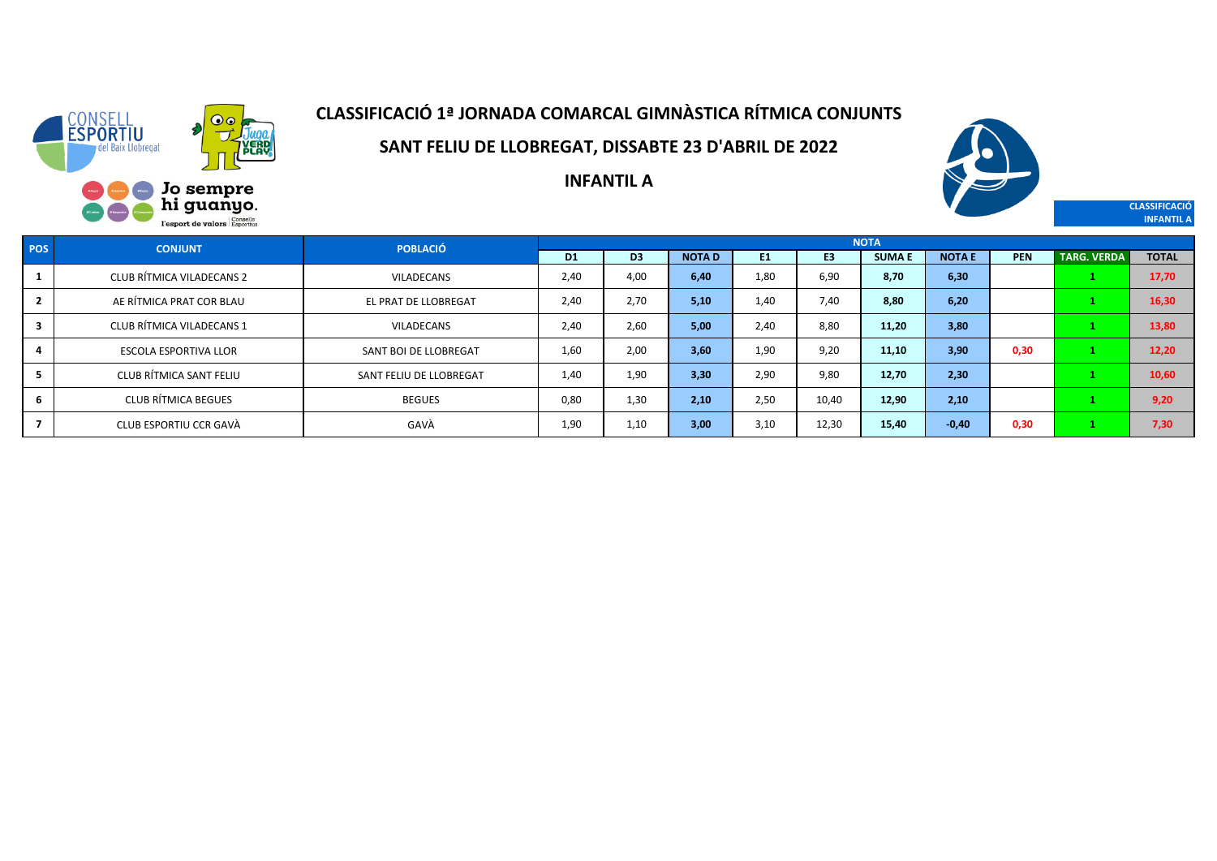CONSELL ESPORTIU del Baix Llobregat

Jo sempre hi guanyo. l'esport de valors

# CLASSIFICACIÓ 1ª JORNADA COMARCAL GIMNÀSTICA RÍTMICA CONJUNTS

## SANT FELIU DE LLOBREGAT, DISSABTE 23 D'ABRIL DE 2022

## INFANTIL A

CLASSIFICACIÓ INFANTIL A

| POS | CONJUNT | POBLACIÓ | NOTA | | | | | | | | | |
|---|---|---|---|---|---|---|---|---|---|---|---|---|
| | | | D1 | D3 | NOTA D | E1 | E3 | SUMA E | NOTA E | PEN | TARG. VERDA | TOTAL |
| 1 | CLUB RÍTMICA VILADECANS 2 | VILADECANS | 2,40 | 4,00 | 6,40 | 1,80 | 6,90 | 8,70 | 6,30 | | 1 | 17,70 |
| 2 | AE RÍTMICA PRAT COR BLAU | EL PRAT DE LLOBREGAT | 2,40 | 2,70 | 5,10 | 1,40 | 7,40 | 8,80 | 6,20 | | 1 | 16,30 |
| 3 | CLUB RÍTMICA VILADECANS 1 | VILADECANS | 2,40 | 2,60 | 5,00 | 2,40 | 8,80 | 11,20 | 3,80 | | 1 | 13,80 |
| 4 | ESCOLA ESPORTIVA LLOR | SANT BOI DE LLOBREGAT | 1,60 | 2,00 | 3,60 | 1,90 | 9,20 | 11,10 | 3,90 | 0,30 | 1 | 12,20 |
| 5 | CLUB RÍTMICA SANT FELIU | SANT FELIU DE LLOBREGAT | 1,40 | 1,90 | 3,30 | 2,90 | 9,80 | 12,70 | 2,30 | | 1 | 10,60 |
| 6 | CLUB RÍTMICA BEGUES | BEGUES | 0,80 | 1,30 | 2,10 | 2,50 | 10,40 | 12,90 | 2,10 | | 1 | 9,20 |
| 7 | CLUB ESPORTIU CCR GAVÀ | GAVÀ | 1,90 | 1,10 | 3,00 | 3,10 | 12,30 | 15,40 | -0,40 | 0,30 | 1 | 7,30 |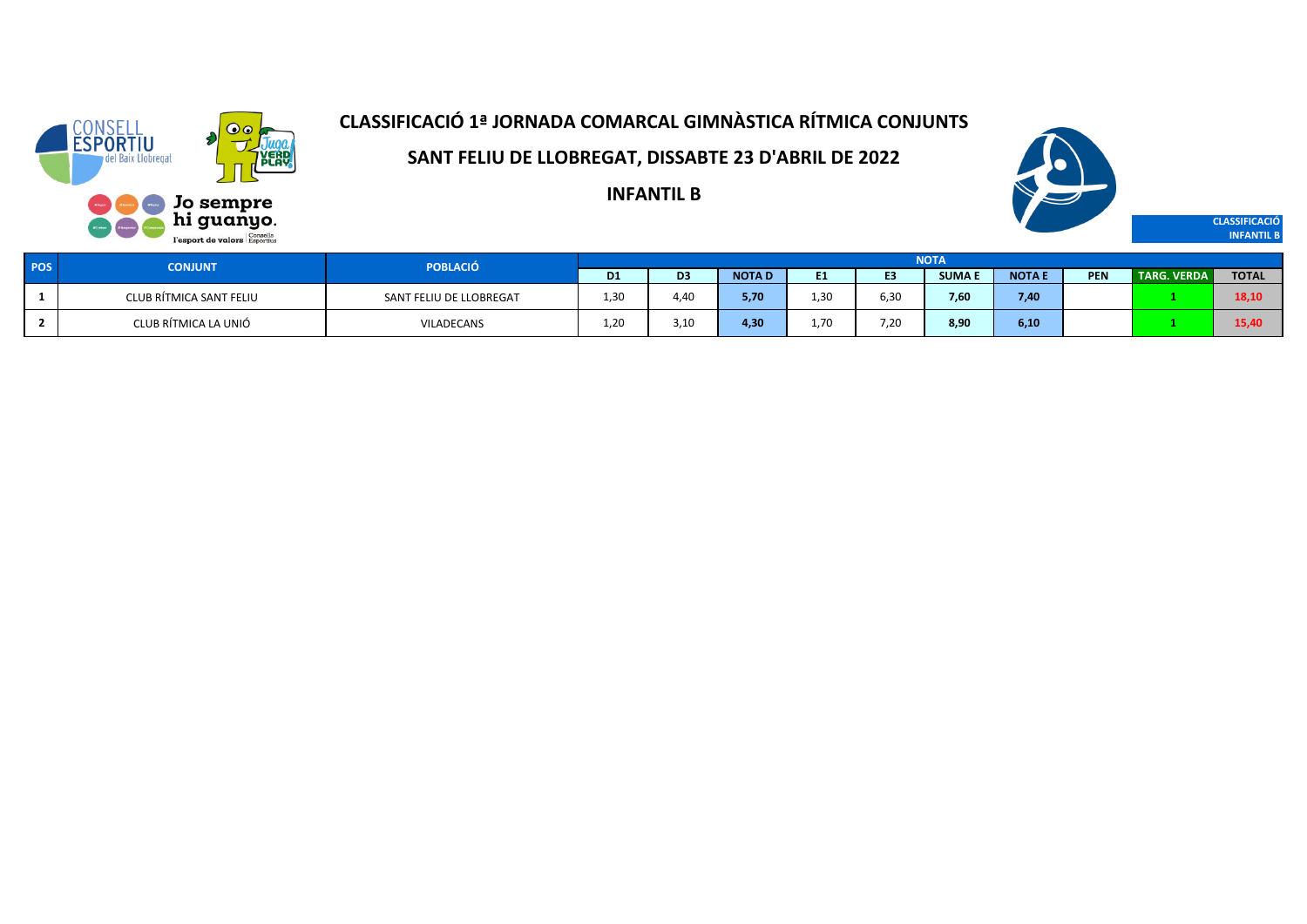# CLASSIFICACIÓ 1ª JORNADA COMARCAL GIMNÀSTICA RÍTMICA CONJUNTS

## SANT FELIU DE LLOBREGAT, DISSABTE 23 D'ABRIL DE 2022

## INFANTIL B

CLASSIFICACIÓ INFANTIL B

| POS | CONJUNT | POBLACIÓ | NOTA | | | | | | | | | |
|---|---|---|---|---|---|---|---|---|---|---|---|---|
| | | | D1 | D3 | NOTA D | E1 | E3 | SUMA E | NOTA E | PEN | TARG. VERDA | TOTAL |
| 1 | CLUB RÍTMICA SANT FELIU | SANT FELIU DE LLOBREGAT | 1,30 | 4,40 | 5,70 | 1,30 | 6,30 | 7,60 | 7,40 | | 1 | 18,10 |
| 2 | CLUB RÍTMICA LA UNIÓ | VILADECANS | 1,20 | 3,10 | 4,30 | 1,70 | 7,20 | 8,90 | 6,10 | | 1 | 15,40 |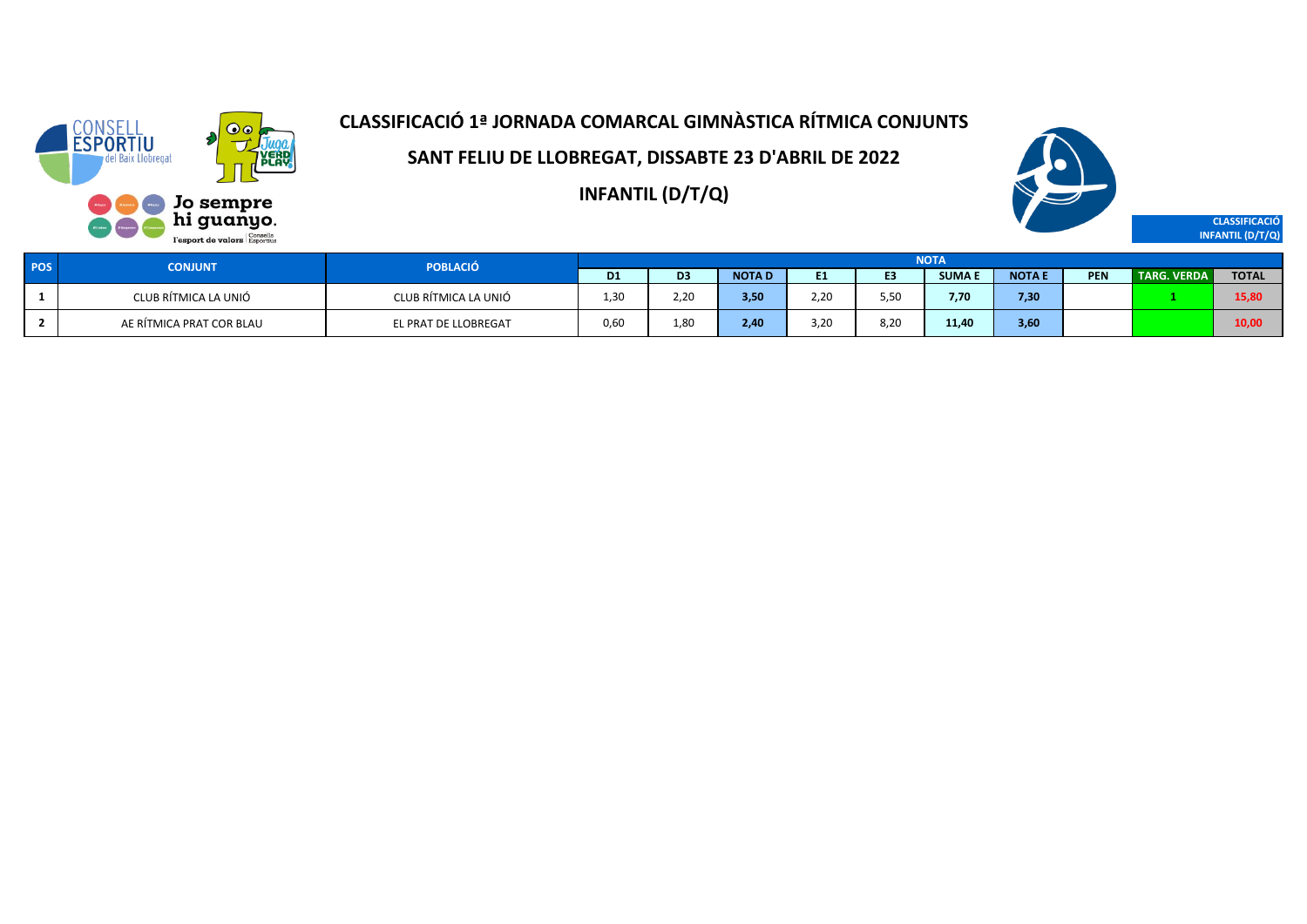# CLASSIFICACIÓ 1ª JORNADA COMARCAL GIMNÀSTICA RÍTMICA CONJUNTS

## SANT FELIU DE LLOBREGAT, DISSABTE 23 D'ABRIL DE 2022

## INFANTIL (D/T/Q)

**CLASSIFICACIÓ INFANTIL (D/T/Q)**

| POS | CONJUNT | POBLACIÓ | NOTA | | | | | | | | | |
|---|---|---|---|---|---|---|---|---|---|---|---|---|
| | | | D1 | D3 | NOTA D | E1 | E3 | SUMA E | NOTA E | PEN | TARG. VERDA | TOTAL |
| 1 | CLUB RÍTMICA LA UNIÓ | CLUB RÍTMICA LA UNIÓ | 1,30 | 2,20 | 3,50 | 2,20 | 5,50 | 7,70 | 7,30 | | 1 | 15,80 |
| 2 | AE RÍTMICA PRAT COR BLAU | EL PRAT DE LLOBREGAT | 0,60 | 1,80 | 2,40 | 3,20 | 8,20 | 11,40 | 3,60 | | | 10,00 |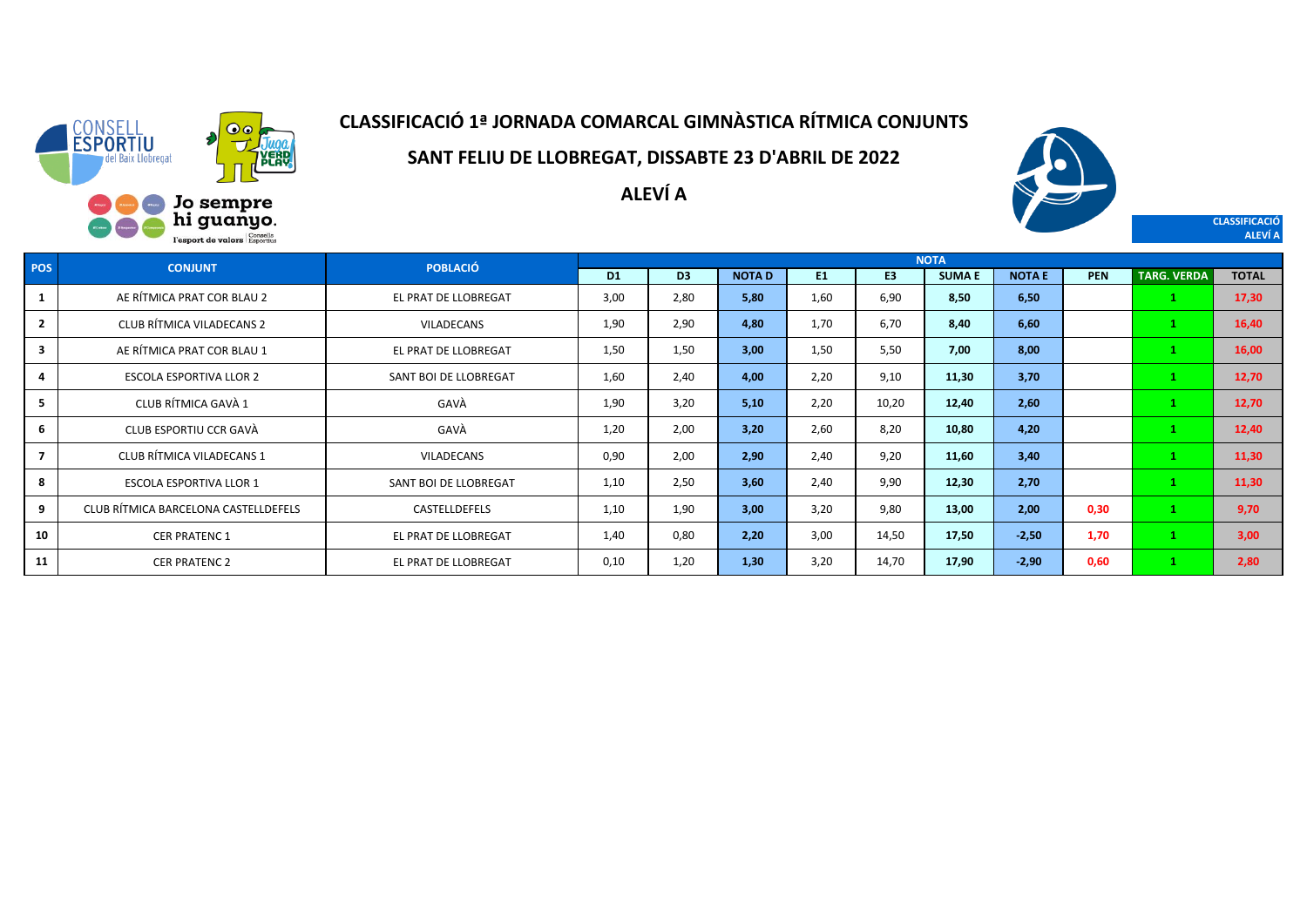# CLASSIFICACIÓ 1ª JORNADA COMARCAL GIMNÀSTICA RÍTMICA CONJUNTS

## SANT FELIU DE LLOBREGAT, DISSABTE 23 D'ABRIL DE 2022

## ALEVÍ A

CLASSIFICACIÓ ALEVÍ A

| POS | CONJUNT | POBLACIÓ | NOTA | | | | | | | | | |
|---|---|---|---|---|---|---|---|---|---|---|---|---|
| | | | D1 | D3 | NOTA D | E1 | E3 | SUMA E | NOTA E | PEN | TARG. VERDA | TOTAL |
| 1 | AE RÍTMICA PRAT COR BLAU 2 | EL PRAT DE LLOBREGAT | 3,00 | 2,80 | 5,80 | 1,60 | 6,90 | 8,50 | 6,50 | | 1 | 17,30 |
| 2 | CLUB RÍTMICA VILADECANS 2 | VILADECANS | 1,90 | 2,90 | 4,80 | 1,70 | 6,70 | 8,40 | 6,60 | | 1 | 16,40 |
| 3 | AE RÍTMICA PRAT COR BLAU 1 | EL PRAT DE LLOBREGAT | 1,50 | 1,50 | 3,00 | 1,50 | 5,50 | 7,00 | 8,00 | | 1 | 16,00 |
| 4 | ESCOLA ESPORTIVA LLOR 2 | SANT BOI DE LLOBREGAT | 1,60 | 2,40 | 4,00 | 2,20 | 9,10 | 11,30 | 3,70 | | 1 | 12,70 |
| 5 | CLUB RÍTMICA GAVÀ 1 | GAVÀ | 1,90 | 3,20 | 5,10 | 2,20 | 10,20 | 12,40 | 2,60 | | 1 | 12,70 |
| 6 | CLUB ESPORTIU CCR GAVÀ | GAVÀ | 1,20 | 2,00 | 3,20 | 2,60 | 8,20 | 10,80 | 4,20 | | 1 | 12,40 |
| 7 | CLUB RÍTMICA VILADECANS 1 | VILADECANS | 0,90 | 2,00 | 2,90 | 2,40 | 9,20 | 11,60 | 3,40 | | 1 | 11,30 |
| 8 | ESCOLA ESPORTIVA LLOR 1 | SANT BOI DE LLOBREGAT | 1,10 | 2,50 | 3,60 | 2,40 | 9,90 | 12,30 | 2,70 | | 1 | 11,30 |
| 9 | CLUB RÍTMICA BARCELONA CASTELLDEFELS | CASTELLDEFELS | 1,10 | 1,90 | 3,00 | 3,20 | 9,80 | 13,00 | 2,00 | 0,30 | 1 | 9,70 |
| 10 | CER PRATENC 1 | EL PRAT DE LLOBREGAT | 1,40 | 0,80 | 2,20 | 3,00 | 14,50 | 17,50 | -2,50 | 1,70 | 1 | 3,00 |
| 11 | CER PRATENC 2 | EL PRAT DE LLOBREGAT | 0,10 | 1,20 | 1,30 | 3,20 | 14,70 | 17,90 | -2,90 | 0,60 | 1 | 2,80 |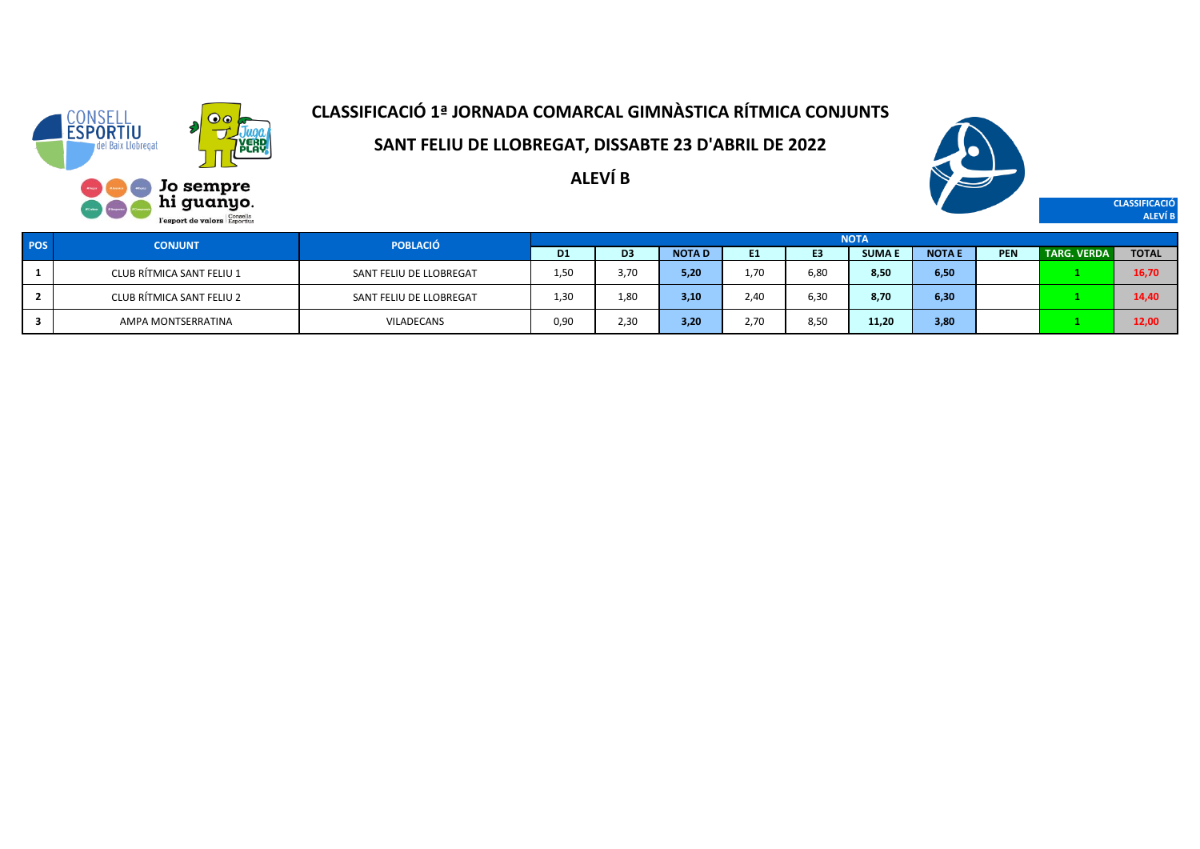# CLASSIFICACIÓ 1ª JORNADA COMARCAL GIMNÀSTICA RÍTMICA CONJUNTS

## SANT FELIU DE LLOBREGAT, DISSABTE 23 D'ABRIL DE 2022

## ALEVÍ B

CLASSIFICACIÓ ALEVÍ B

| POS | CONJUNT | POBLACIÓ | NOTA | | | | | | | | | |
|---|---|---|---|---|---|---|---|---|---|---|---|---|
| | | | D1 | D3 | NOTA D | E1 | E3 | SUMA E | NOTA E | PEN | TARG. VERDA | TOTAL |
| 1 | CLUB RÍTMICA SANT FELIU 1 | SANT FELIU DE LLOBREGAT | 1,50 | 3,70 | 5,20 | 1,70 | 6,80 | 8,50 | 6,50 | | 1 | 16,70 |
| 2 | CLUB RÍTMICA SANT FELIU 2 | SANT FELIU DE LLOBREGAT | 1,30 | 1,80 | 3,10 | 2,40 | 6,30 | 8,70 | 6,30 | | 1 | 14,40 |
| 3 | AMPA MONTSERRATINA | VILADECANS | 0,90 | 2,30 | 3,20 | 2,70 | 8,50 | 11,20 | 3,80 | | 1 | 12,00 |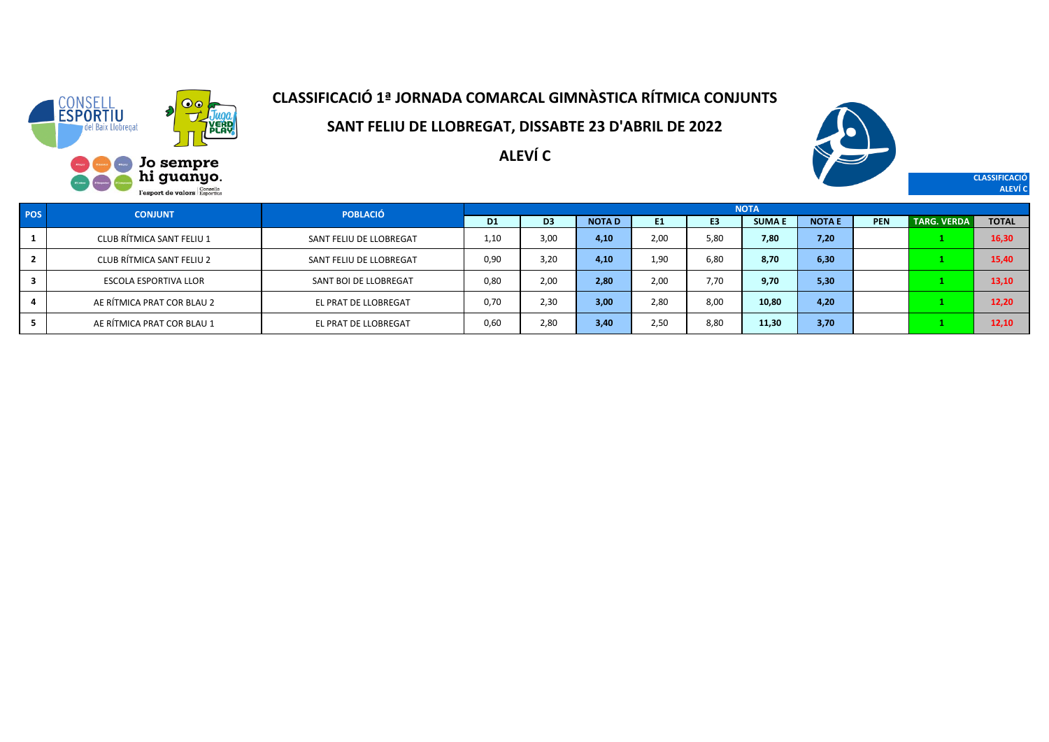# CLASSIFICACIÓ 1ª JORNADA COMARCAL GIMNÀSTICA RÍTMICA CONJUNTS

## SANT FELIU DE LLOBREGAT, DISSABTE 23 D'ABRIL DE 2022

## ALEVÍ C

CLASSIFICACIÓ ALEVÍ C

| POS | CONJUNT | POBLACIÓ | NOTA | | | | | | | | | |
|---|---|---|---|---|---|---|---|---|---|---|---|---|
| | | | D1 | D3 | NOTA D | E1 | E3 | SUMA E | NOTA E | PEN | TARG. VERDA | TOTAL |
| 1 | CLUB RÍTMICA SANT FELIU 1 | SANT FELIU DE LLOBREGAT | 1,10 | 3,00 | 4,10 | 2,00 | 5,80 | 7,80 | 7,20 | | 1 | 16,30 |
| 2 | CLUB RÍTMICA SANT FELIU 2 | SANT FELIU DE LLOBREGAT | 0,90 | 3,20 | 4,10 | 1,90 | 6,80 | 8,70 | 6,30 | | 1 | 15,40 |
| 3 | ESCOLA ESPORTIVA LLOR | SANT BOI DE LLOBREGAT | 0,80 | 2,00 | 2,80 | 2,00 | 7,70 | 9,70 | 5,30 | | 1 | 13,10 |
| 4 | AE RÍTMICA PRAT COR BLAU 2 | EL PRAT DE LLOBREGAT | 0,70 | 2,30 | 3,00 | 2,80 | 8,00 | 10,80 | 4,20 | | 1 | 12,20 |
| 5 | AE RÍTMICA PRAT COR BLAU 1 | EL PRAT DE LLOBREGAT | 0,60 | 2,80 | 3,40 | 2,50 | 8,80 | 11,30 | 3,70 | | 1 | 12,10 |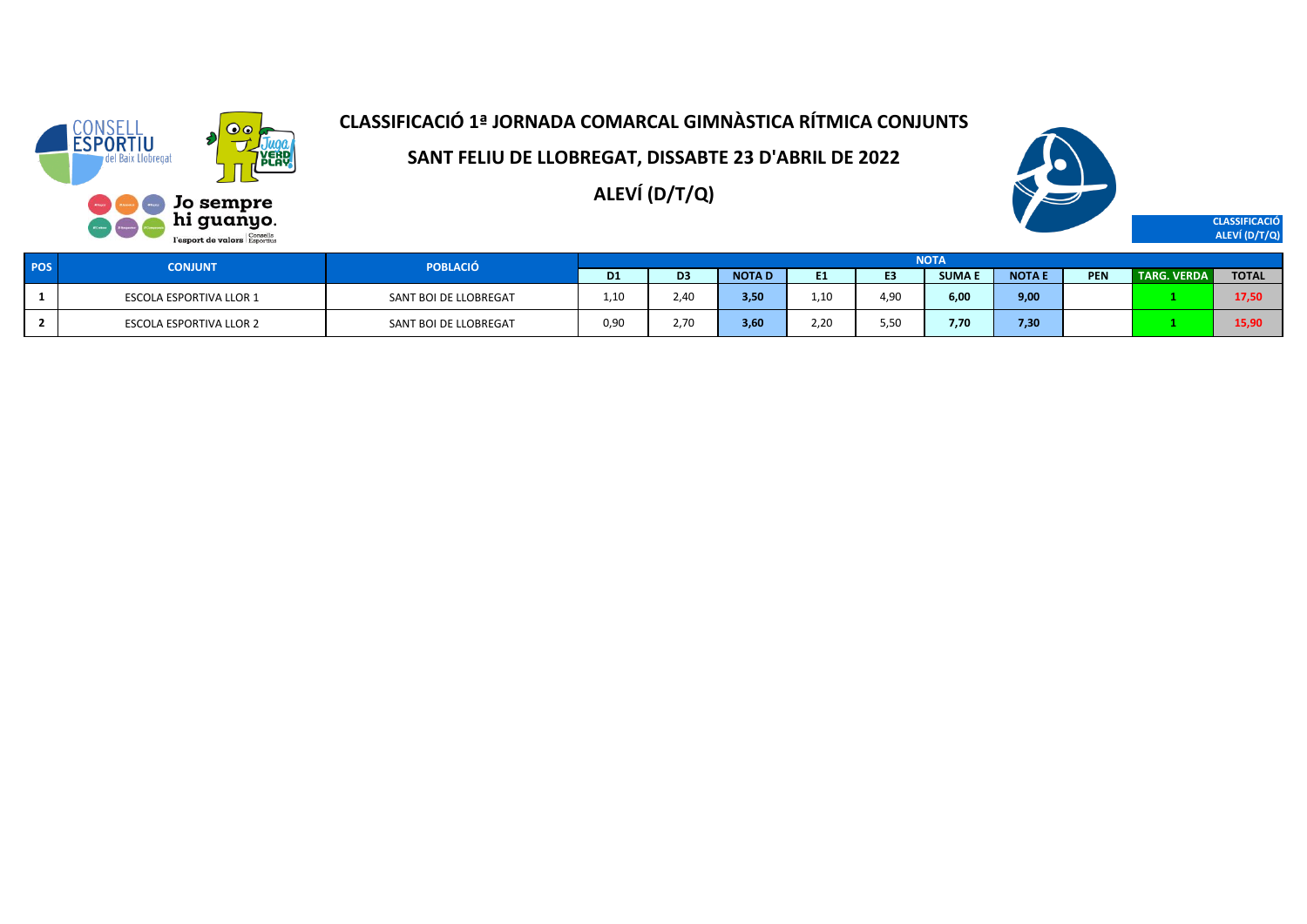# CLASSIFICACIÓ 1ª JORNADA COMARCAL GIMNÀSTICA RÍTMICA CONJUNTS

## SANT FELIU DE LLOBREGAT, DISSABTE 23 D'ABRIL DE 2022

## ALEVÍ (D/T/Q)

CLASSIFICACIÓ ALEVÍ (D/T/Q)

| POS | CONJUNT | POBLACIÓ | NOTA | | | | | | | | | |
|---|---|---|---|---|---|---|---|---|---|---|---|---|
| | | | D1 | D3 | NOTA D | E1 | E3 | SUMA E | NOTA E | PEN | TARG. VERDA | TOTAL |
| 1 | ESCOLA ESPORTIVA LLOR 1 | SANT BOI DE LLOBREGAT | 1,10 | 2,40 | 3,50 | 1,10 | 4,90 | 6,00 | 9,00 | | 1 | 17,50 |
| 2 | ESCOLA ESPORTIVA LLOR 2 | SANT BOI DE LLOBREGAT | 0,90 | 2,70 | 3,60 | 2,20 | 5,50 | 7,70 | 7,30 | | 1 | 15,90 |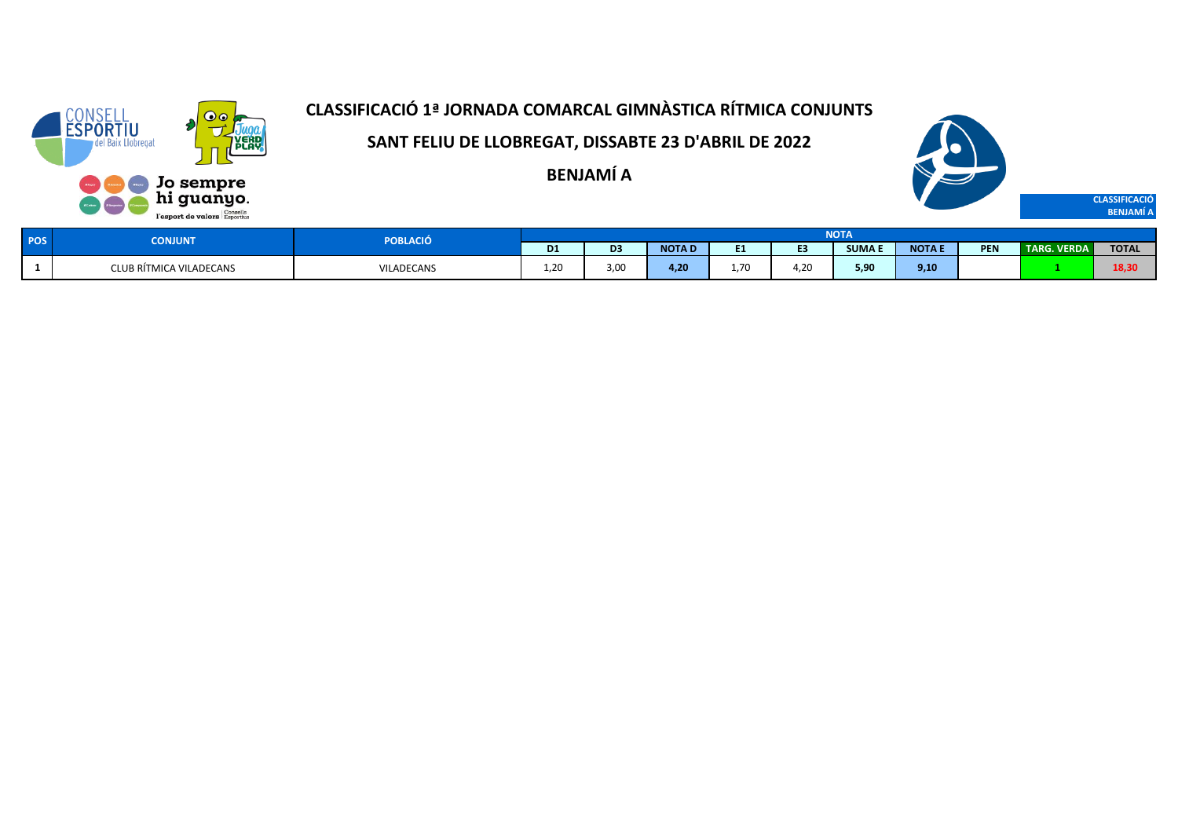# CLASSIFICACIÓ 1ª JORNADA COMARCAL GIMNÀSTICA RÍTMICA CONJUNTS

## SANT FELIU DE LLOBREGAT, DISSABTE 23 D'ABRIL DE 2022

## BENJAMÍ A

CLASSIFICACIÓ BENJAMÍ A

| POS | CONJUNT | POBLACIÓ | NOTA | | | | | | | | | |
|---|---|---|---|---|---|---|---|---|---|---|---|---|
| | | | D1 | D3 | NOTA D | E1 | E3 | SUMA E | NOTA E | PEN | TARG. VERDA | TOTAL |
| 1 | CLUB RÍTMICA VILADECANS | VILADECANS | 1,20 | 3,00 | 4,20 | 1,70 | 4,20 | 5,90 | 9,10 | | 1 | 18,30 |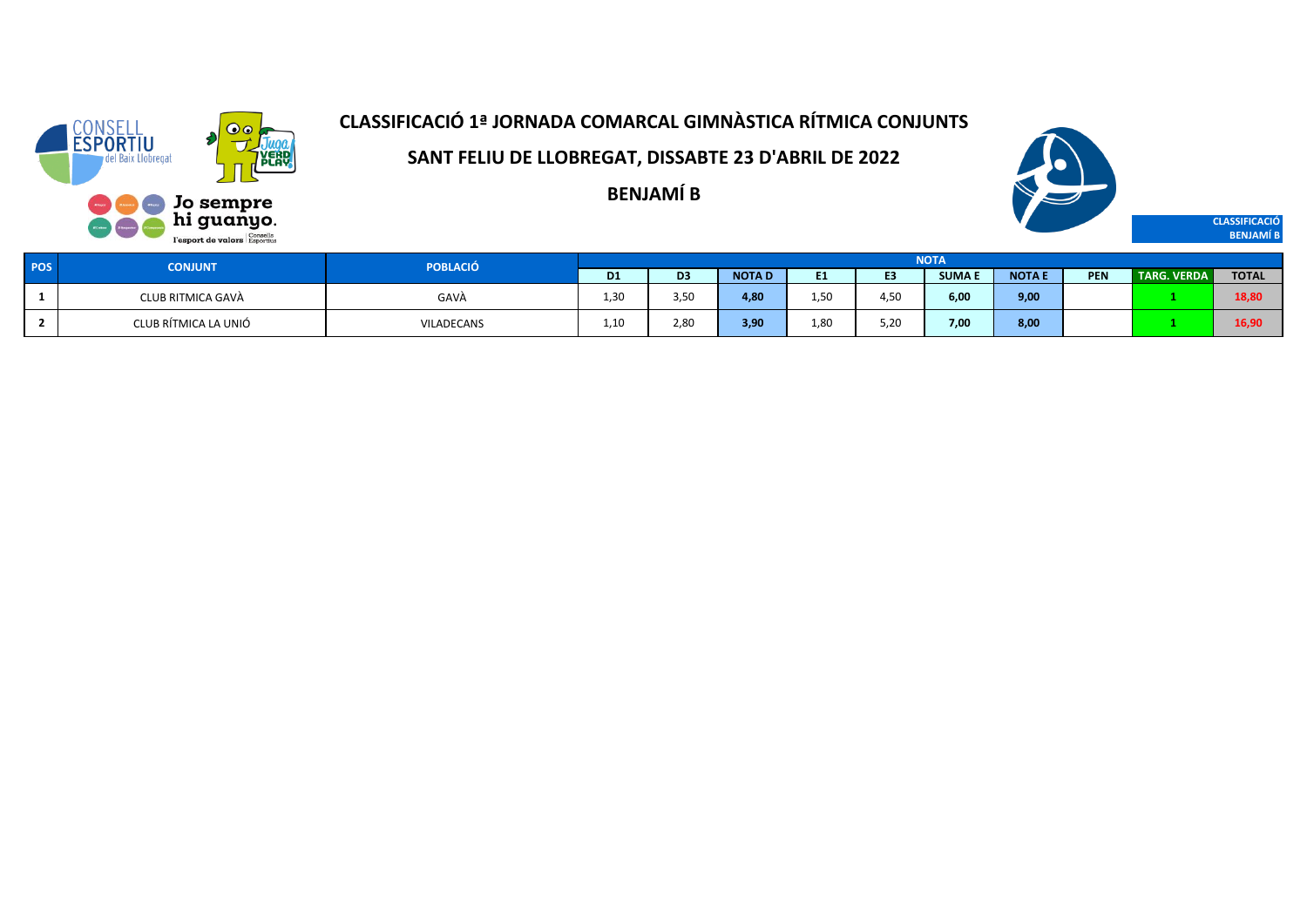# CLASSIFICACIÓ 1ª JORNADA COMARCAL GIMNÀSTICA RÍTMICA CONJUNTS

## SANT FELIU DE LLOBREGAT, DISSABTE 23 D'ABRIL DE 2022

## BENJAMÍ B

CLASSIFICACIÓ BENJAMÍ B

| POS | CONJUNT | POBLACIÓ | NOTA | | | | | | | | | |
|---|---|---|---|---|---|---|---|---|---|---|---|---|
| | | | D1 | D3 | NOTA D | E1 | E3 | SUMA E | NOTA E | PEN | TARG. VERDA | TOTAL |
| 1 | CLUB RITMICA GAVÀ | GAVÀ | 1,30 | 3,50 | 4,80 | 1,50 | 4,50 | 6,00 | 9,00 | | 1 | 18,80 |
| 2 | CLUB RÍTMICA LA UNIÓ | VILADECANS | 1,10 | 2,80 | 3,90 | 1,80 | 5,20 | 7,00 | 8,00 | | 1 | 16,90 |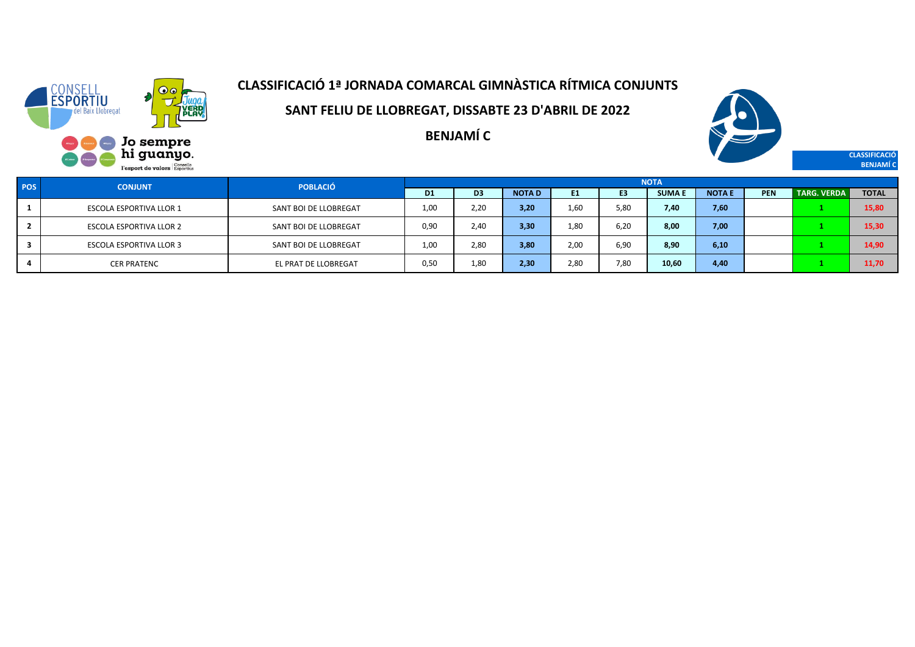# CLASSIFICACIÓ 1ª JORNADA COMARCAL GIMNÀSTICA RÍTMICA CONJUNTS

## SANT FELIU DE LLOBREGAT, DISSABTE 23 D'ABRIL DE 2022

## BENJAMÍ C

CLASSIFICACIÓ BENJAMÍ C

| POS | CONJUNT | POBLACIÓ | NOTA | | | | | | | | | |
|---|---|---|---|---|---|---|---|---|---|---|---|---|
| | | | D1 | D3 | NOTA D | E1 | E3 | SUMA E | NOTA E | PEN | TARG. VERDA | TOTAL |
| 1 | ESCOLA ESPORTIVA LLOR 1 | SANT BOI DE LLOBREGAT | 1,00 | 2,20 | 3,20 | 1,60 | 5,80 | 7,40 | 7,60 | | 1 | 15,80 |
| 2 | ESCOLA ESPORTIVA LLOR 2 | SANT BOI DE LLOBREGAT | 0,90 | 2,40 | 3,30 | 1,80 | 6,20 | 8,00 | 7,00 | | 1 | 15,30 |
| 3 | ESCOLA ESPORTIVA LLOR 3 | SANT BOI DE LLOBREGAT | 1,00 | 2,80 | 3,80 | 2,00 | 6,90 | 8,90 | 6,10 | | 1 | 14,90 |
| 4 | CER PRATENC | EL PRAT DE LLOBREGAT | 0,50 | 1,80 | 2,30 | 2,80 | 7,80 | 10,60 | 4,40 | | 1 | 11,70 |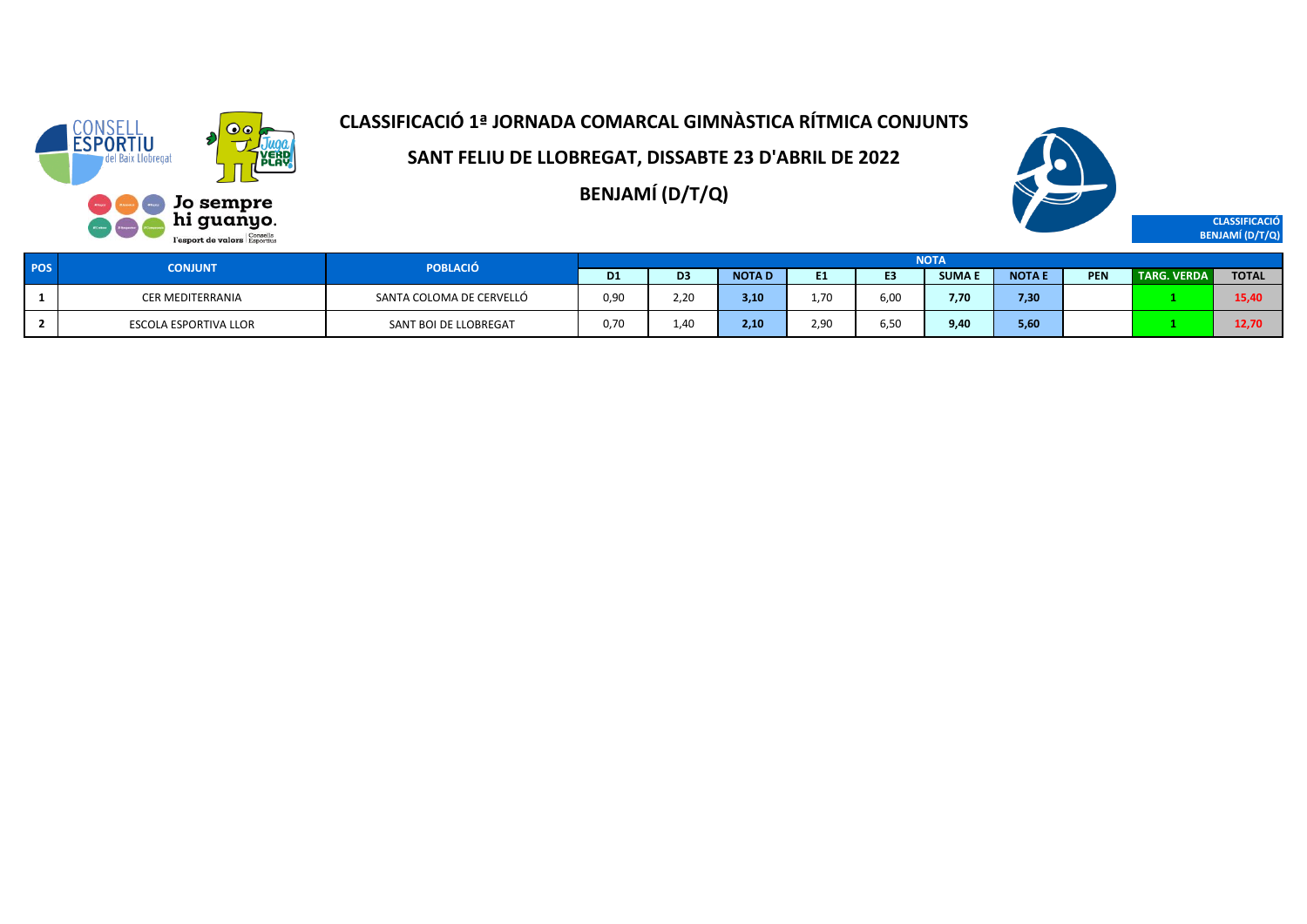# CLASSIFICACIÓ 1ª JORNADA COMARCAL GIMNÀSTICA RÍTMICA CONJUNTS

## SANT FELIU DE LLOBREGAT, DISSABTE 23 D'ABRIL DE 2022

## BENJAMÍ (D/T/Q)

CLASSIFICACIÓ BENJAMÍ (D/T/Q)

| POS | CONJUNT | POBLACIÓ | NOTA | | | | | | | | | |
|---|---|---|---|---|---|---|---|---|---|---|---|---|
| | | | D1 | D3 | NOTA D | E1 | E3 | SUMA E | NOTA E | PEN | TARG. VERDA | TOTAL |
| 1 | CER MEDITERRANIA | SANTA COLOMA DE CERVELLÓ | 0,90 | 2,20 | 3,10 | 1,70 | 6,00 | 7,70 | 7,30 | | 1 | 15,40 |
| 2 | ESCOLA ESPORTIVA LLOR | SANT BOI DE LLOBREGAT | 0,70 | 1,40 | 2,10 | 2,90 | 6,50 | 9,40 | 5,60 | | 1 | 12,70 |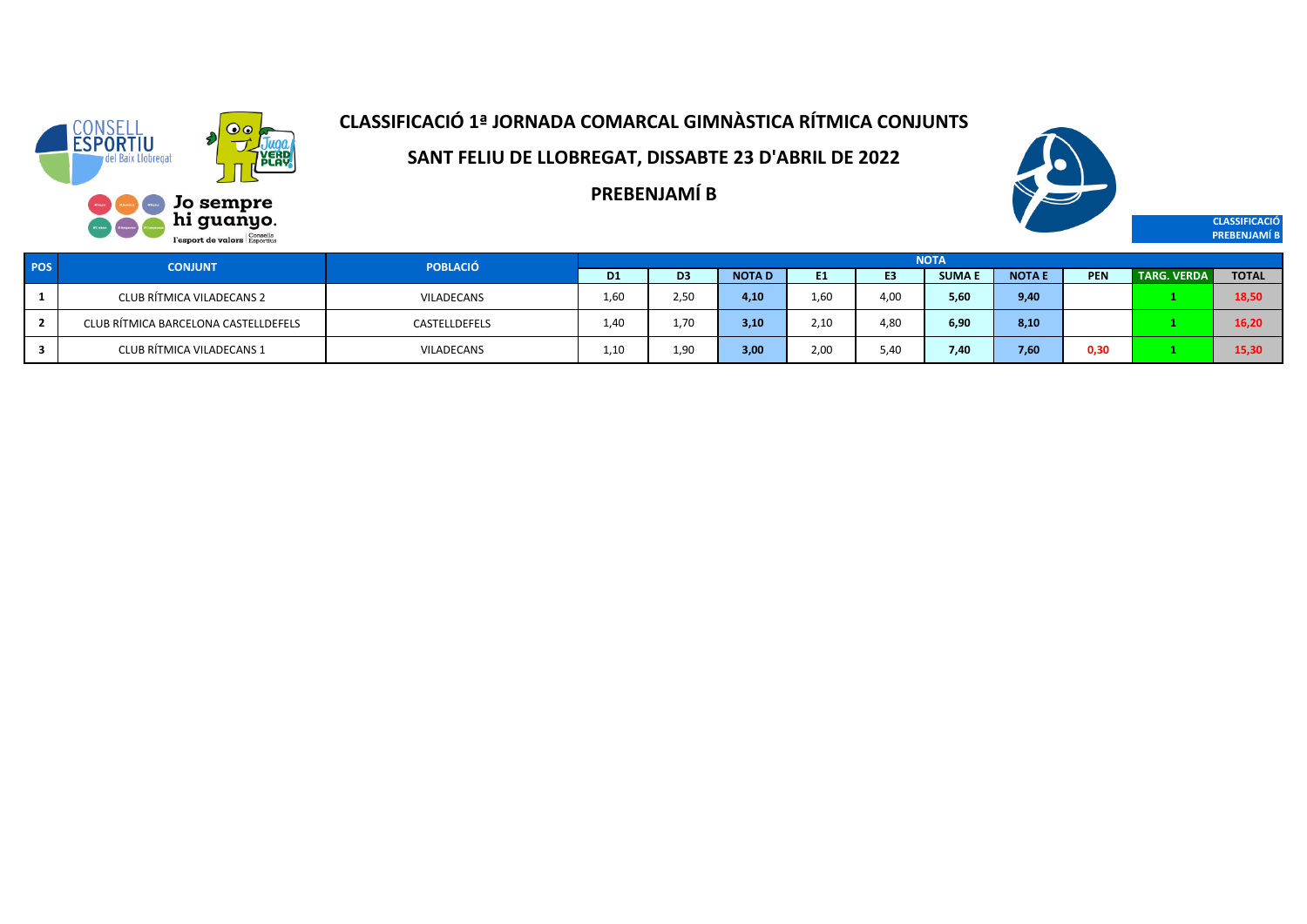# CLASSIFICACIÓ 1ª JORNADA COMARCAL GIMNÀSTICA RÍTMICA CONJUNTS

## SANT FELIU DE LLOBREGAT, DISSABTE 23 D'ABRIL DE 2022

## PREBENJAMÍ B

CLASSIFICACIÓ PREBENJAMÍ B

| POS | CONJUNT | POBLACIÓ | NOTA | | | | | | | | | |
|---|---|---|---|---|---|---|---|---|---|---|---|---|
| | | | D1 | D3 | NOTA D | E1 | E3 | SUMA E | NOTA E | PEN | TARG. VERDA | TOTAL |
| 1 | CLUB RÍTMICA VILADECANS 2 | VILADECANS | 1,60 | 2,50 | 4,10 | 1,60 | 4,00 | 5,60 | 9,40 | | 1 | 18,50 |
| 2 | CLUB RÍTMICA BARCELONA CASTELLDEFELS | CASTELLDEFELS | 1,40 | 1,70 | 3,10 | 2,10 | 4,80 | 6,90 | 8,10 | | 1 | 16,20 |
| 3 | CLUB RÍTMICA VILADECANS 1 | VILADECANS | 1,10 | 1,90 | 3,00 | 2,00 | 5,40 | 7,40 | 7,60 | 0,30 | 1 | 15,30 |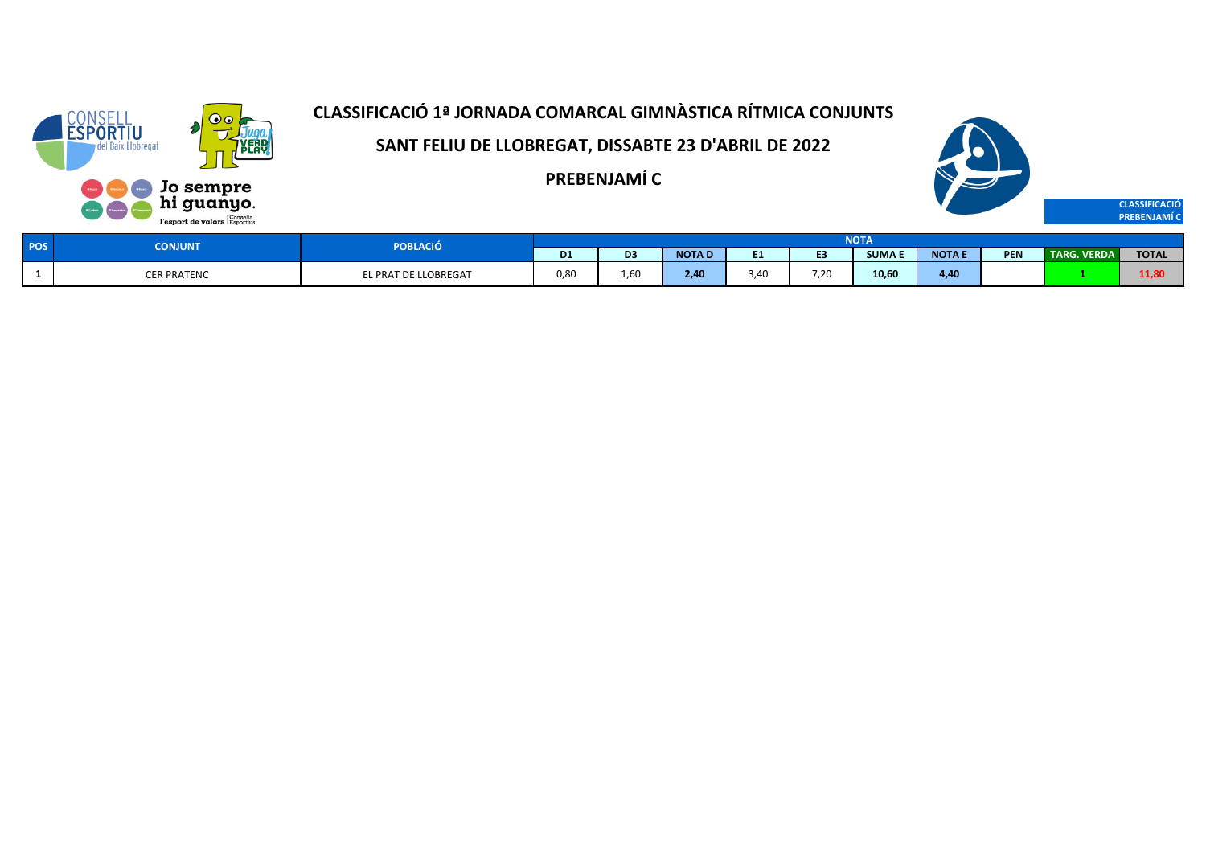# CLASSIFICACIÓ 1ª JORNADA COMARCAL GIMNÀSTICA RÍTMICA CONJUNTS

## SANT FELIU DE LLOBREGAT, DISSABTE 23 D'ABRIL DE 2022

## PREBENJAMÍ C

CLASSIFICACIÓ PREBENJAMÍ C

| POS | CONJUNT | POBLACIÓ | NOTA | | | | | | | | | |
|---|---|---|---|---|---|---|---|---|---|---|---|---|
| | | | D1 | D3 | NOTA D | E1 | E3 | SUMA E | NOTA E | PEN | TARG. VERDA | TOTAL |
| 1 | CER PRATENC | EL PRAT DE LLOBREGAT | 0,80 | 1,60 | 2,40 | 3,40 | 7,20 | 10,60 | 4,40 | | 1 | 11,80 |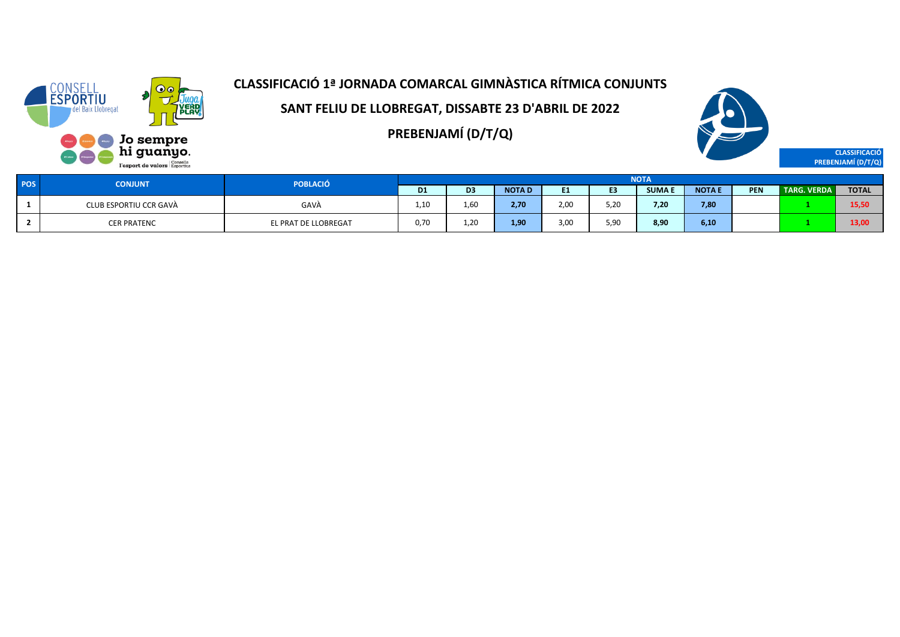# CLASSIFICACIÓ 1ª JORNADA COMARCAL GIMNÀSTICA RÍTMICA CONJUNTS

## SANT FELIU DE LLOBREGAT, DISSABTE 23 D'ABRIL DE 2022

## PREBENJAMÍ (D/T/Q)

CLASSIFICACIÓ PREBENJAMÍ (D/T/Q)

| POS | CONJUNT | POBLACIÓ | NOTA | | | | | | | | | |
|---|---|---|---|---|---|---|---|---|---|---|---|---|
| | | | D1 | D3 | NOTA D | E1 | E3 | SUMA E | NOTA E | PEN | TARG. VERDA | TOTAL |
| 1 | CLUB ESPORTIU CCR GAVÀ | GAVÀ | 1,10 | 1,60 | 2,70 | 2,00 | 5,20 | 7,20 | 7,80 | | 1 | 15,50 |
| 2 | CER PRATENC | EL PRAT DE LLOBREGAT | 0,70 | 1,20 | 1,90 | 3,00 | 5,90 | 8,90 | 6,10 | | 1 | 13,00 |